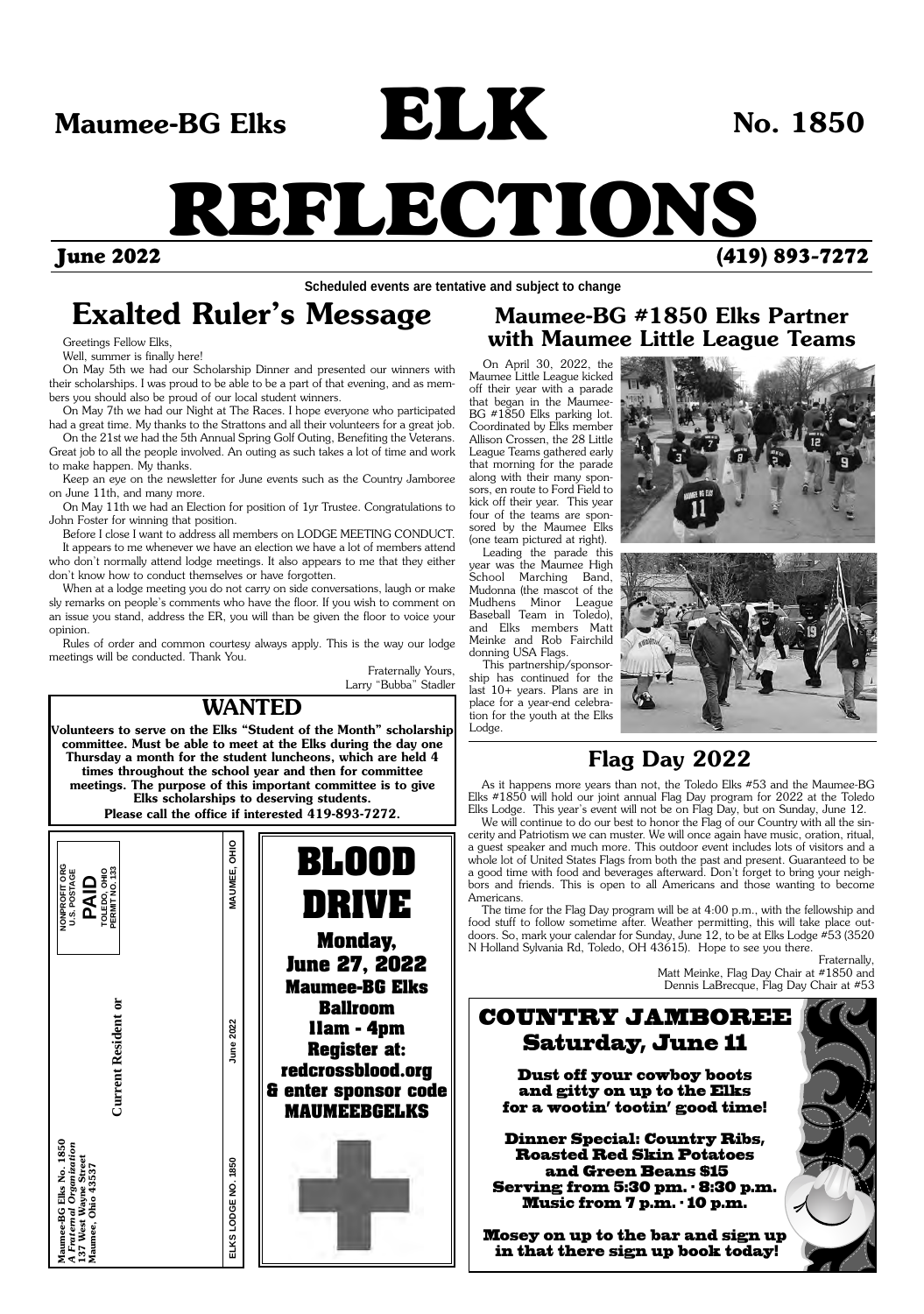# Maumee-BG Elks ELK REFLECTIONS No. 1850

**June 2022** **(419) 893-7272**

**Scheduled events are tentative and subject to change**

## Exalted Ruler's Message

Greetings Fellow Elks,

Well, summer is finally here!

On May 5th we had our Scholarship Dinner and presented our winners with their scholarships. I was proud to be able to be a part of that evening, and as members you should also be proud of our local student winners.

On May 7th we had our Night at The Races. I hope everyone who participated had a great time. My thanks to the Strattons and all their volunteers for a great job.

On the 21st we had the 5th Annual Spring Golf Outing, Benefiting the Veterans. Great job to all the people involved. An outing as such takes a lot of time and work to make happen. My thanks.

Keep an eye on the newsletter for June events such as the Country Jamboree on June 11th, and many more.

On May 11th we had an Election for position of 1yr Trustee. Congratulations to John Foster for winning that position.

Before I close I want to address all members on LODGE MEETING CONDUCT. It appears to me whenever we have an election we have a lot of members attend who don't normally attend lodge meetings. It also appears to me that they either don't know how to conduct themselves or have forgotten.

When at a lodge meeting you do not carry on side conversations, laugh or make sly remarks on people's comments who have the floor. If you wish to comment on an issue you stand, address the ER, you will than be given the floor to voice your opinion.

Rules of order and common courtesy always apply. This is the way our lodge meetings will be conducted. Thank You.

Fraternally Yours,
Larry "Bubba" Stadler

## WANTED

**Volunteers to serve on the Elks "Student of the Month" scholarship committee. Must be able to meet at the Elks during the day one Thursday a month for the student luncheons, which are held 4 times throughout the school year and then for committee meetings. The purpose of this important committee is to give Elks scholarships to deserving students.**

**Please call the office if interested 419-893-7272.**

Maumee-BG Elks No. 1850
*A Fraternal Organization*
137 West Wayne Street
Maumee, Ohio 43537

NONPROFIT ORG
U.S. POSTAGE
PAID
TOLEDO, OHIO
PERMIT NO. 133

Current Resident or

ELKS LODGE NO. 1850 June 2022 MAUMEE, OHIO

## BLOOD DRIVE

**Monday, June 27, 2022**
**Maumee-BG Elks Ballroom**
**11am - 4pm**
**Register at: redcrossblood.org & enter sponsor code MAUMEEBGELKS**

## Maumee-BG #1850 Elks Partner with Maumee Little League Teams

On April 30, 2022, the Maumee Little League kicked off their year with a parade that began in the Maumee-BG #1850 Elks parking lot. Coordinated by Elks member Allison Crossen, the 28 Little League Teams gathered early that morning for the parade along with their many sponsors, en route to Ford Field to kick off their year. This year four of the teams are sponsored by the Maumee Elks (one team pictured at right).

Leading the parade this year was the Maumee High School Marching Band, Mudonna (the mascot of the Mudhens Minor League Baseball Team in Toledo), and Elks members Matt Meinke and Rob Fairchild donning USA Flags.

This partnership/sponsorship has continued for the last 10+ years. Plans are in place for a year-end celebration for the youth at the Elks Lodge.

## Flag Day 2022

As it happens more years than not, the Toledo Elks #53 and the Maumee-BG Elks #1850 will hold our joint annual Flag Day program for 2022 at the Toledo Elks Lodge. This year's event will not be on Flag Day, but on Sunday, June 12.

We will continue to do our best to honor the Flag of our Country with all the sincerity and Patriotism we can muster. We will once again have music, oration, ritual, a guest speaker and much more. This outdoor event includes lots of visitors and a whole lot of United States Flags from both the past and present. Guaranteed to be a good time with food and beverages afterward. Don't forget to bring your neighbors and friends. This is open to all Americans and those wanting to become Americans.

The time for the Flag Day program will be at 4:00 p.m., with the fellowship and food stuff to follow sometime after. Weather permitting, this will take place outdoors. So, mark your calendar for Sunday, June 12, to be at Elks Lodge #53 (3520 N Holland Sylvania Rd, Toledo, OH 43615). Hope to see you there.

Fraternally,
Matt Meinke, Flag Day Chair at #1850 and
Dennis LaBrecque, Flag Day Chair at #53

## COUNTRY JAMBOREE
### Saturday, June 11

**Dust off your cowboy boots and gitty on up to the Elks for a wootin' tootin' good time!**

**Dinner Special: Country Ribs, Roasted Red Skin Potatoes and Green Beans $15**
**Serving from 5:30 pm. - 8:30 p.m.**
**Music from 7 p.m. - 10 p.m.**

**Mosey on up to the bar and sign up in that there sign up book today!**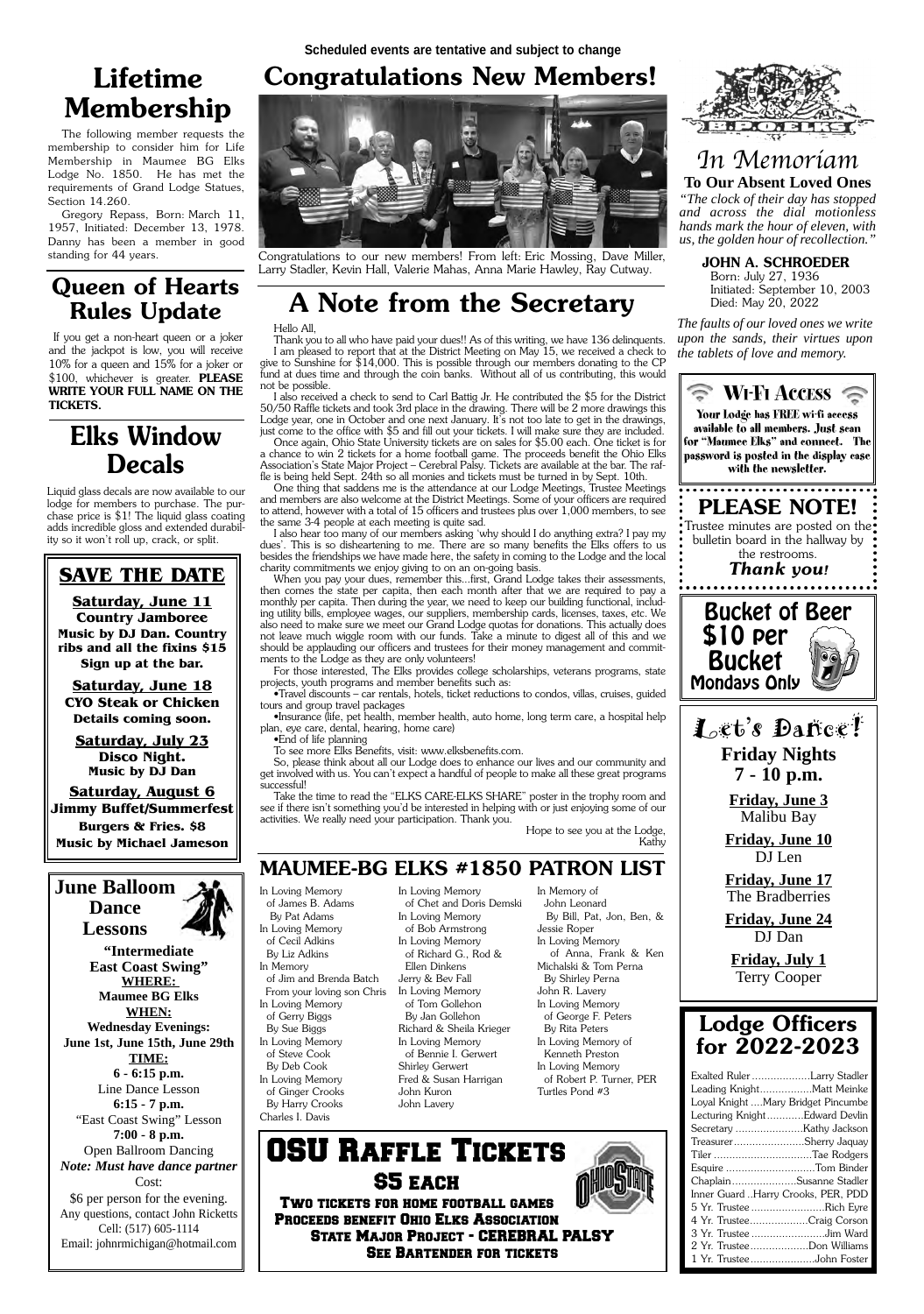Scheduled events are tentative and subject to change

# Lifetime Membership

The following member requests the membership to consider him for Life Membership in Maumee BG Elks Lodge No. 1850. He has met the requirements of Grand Lodge Statues, Section 14.260.

Gregory Repass, Born: March 11, 1957, Initiated: December 13, 1978. Danny has been a member in good standing for 44 years.

# Queen of Hearts Rules Update

If you get a non-heart queen or a joker and the jackpot is low, you will receive 10% for a queen and 15% for a joker or $100, whichever is greater. **PLEASE WRITE YOUR FULL NAME ON THE TICKETS.**

# Elks Window Decals

Liquid glass decals are now available to our lodge for members to purchase. The purchase price is $1! The liquid glass coating adds incredible gloss and extended durability so it won't roll up, crack, or split.

## SAVE THE DATE

**Saturday, June 11**
**Country Jamboree**
**Music by DJ Dan. Country ribs and all the fixins $15**
**Sign up at the bar.**

**Saturday, June 18**
**CYO Steak or Chicken**
**Details coming soon.**

**Saturday, July 23**
**Disco Night.**
**Music by DJ Dan**

**Saturday, August 6**
**Jimmy Buffet/Summerfest**
**Burgers & Fries. $8**
**Music by Michael Jameson**

## June Balloom Dance Lessons

**"Intermediate East Coast Swing"**

**WHERE:**
**Maumee BG Elks**

**WHEN:**
**Wednesday Evenings:**
**June 1st, June 15th, June 29th**

**TIME:**
**6 - 6:15 p.m.**
Line Dance Lesson
**6:15 - 7 p.m.**
"East Coast Swing" Lesson
**7:00 - 8 p.m.**
Open Ballroom Dancing

***Note: Must have dance partner***

Cost:
$6 per person for the evening.
Any questions, contact John Ricketts
Cell: (517) 605-1114
Email: johnrmichigan@hotmail.com

# Congratulations New Members!

Congratulations to our new members! From left: Eric Mossing, Dave Miller, Larry Stadler, Kevin Hall, Valerie Mahas, Anna Marie Hawley, Ray Cutway.

# A Note from the Secretary

Hello All,

Thank you to all who have paid your dues!! As of this writing, we have 136 delinquents.

I am pleased to report that at the District Meeting on May 15, we received a check to give to Sunshine for $14,000. This is possible through our members donating to the CP fund at dues time and through the coin banks. Without all of us contributing, this would not be possible.

I also received a check to send to Carl Battig Jr. He contributed the $5 for the District 50/50 Raffle tickets and took 3rd place in the drawing. There will be 2 more drawings this Lodge year, one in October and one next January. It's not too late to get in the drawings, just come to the office with $5 and fill out your tickets. I will make sure they are included.

Once again, Ohio State University tickets are on sales for $5.00 each. One ticket is for a chance to win 2 tickets for a home football game. The proceeds benefit the Ohio Elks Association's State Major Project – Cerebral Palsy. Tickets are available at the bar. The raffle is being held Sept. 24th so all monies and tickets must be turned in by Sept. 10th.

One thing that saddens me is the attendance at our Lodge Meetings, Trustee Meetings and members are also welcome at the District Meetings. Some of your officers are required to attend, however with a total of 15 officers and trustees plus over 1,000 members, to see the same 3-4 people at each meeting is quite sad.

I also hear too many of our members asking 'why should I do anything extra? I pay my dues'. This is so disheartening to me. There are so many benefits the Elks offers to us besides the friendships we have made here, the safety in coming to the Lodge and the local charity commitments we enjoy giving to on an on-going basis.

When you pay your dues, remember this...first, Grand Lodge takes their assessments, then comes the state per capita, then each month after that we are required to pay a monthly per capita. Then during the year, we need to keep our building functional, including utility bills, employee wages, our suppliers, membership cards, licenses, taxes, etc. We also need to make sure we meet our Grand Lodge quotas for donations. This actually does not leave much wiggle room with our funds. Take a minute to digest all of this and we should be applauding our officers and trustees for their money management and commitments to the Lodge as they are only volunteers!

For those interested, The Elks provides college scholarships, veterans programs, state projects, youth programs and member benefits such as:

•Travel discounts – car rentals, hotels, ticket reductions to condos, villas, cruises, guided tours and group travel packages

•Insurance (life, pet health, member health, auto home, long term care, a hospital help plan, eye care, dental, hearing, home care)

•End of life planning

To see more Elks Benefits, visit: www.elksbenefits.com.

So, please think about all our Lodge does to enhance our lives and our community and get involved with us. You can't expect a handful of people to make all these great programs successful!

Take the time to read the "ELKS CARE-ELKS SHARE" poster in the trophy room and see if there isn't something you'd be interested in helping with or just enjoying some of our activities. We really need your participation. Thank you.

Hope to see you at the Lodge,
Kathy

# MAUMEE-BG ELKS #1850 PATRON LIST

In Loving Memory of James B. Adams
By Pat Adams

In Loving Memory of Cecil Adkins
By Liz Adkins

In Memory of Jim and Brenda Batch
From your loving son Chris

In Loving Memory of Gerry Biggs
By Sue Biggs

In Loving Memory of Steve Cook
By Deb Cook

In Loving Memory of Ginger Crooks
By Harry Crooks

Charles I. Davis

In Loving Memory of Chet and Doris Demski

In Loving Memory of Bob Armstrong

In Loving Memory of Richard G., Rod & Ellen Dinkens

Jerry & Bev Fall

In Loving Memory of Tom Gollehon
By Jan Gollehon

Richard & Sheila Krieger

In Loving Memory of Bennie I. Gerwert

Shirley Gerwert

Fred & Susan Harrigan

John Kuron

John Lavery

In Memory of John Leonard
By Bill, Pat, Jon, Ben, & Jessie Roper

In Loving Memory of Anna, Frank & Ken Michalski & Tom Perna
By Shirley Perna

John R. Lavery

In Loving Memory of George F. Peters
By Rita Peters

In Loving Memory of Kenneth Preston

In Loving Memory of Robert P. Turner, PER

Turtles Pond #3

# OSU Raffle Tickets

## $5 each

**Two tickets for home football games**
**Proceeds benefit Ohio Elks Association**
**State Major Project - CEREBRAL PALSY**
**See Bartender for tickets**

B.P.O.ELKS

# *In Memoriam*

**To Our Absent Loved Ones**

*"The clock of their day has stopped and across the dial motionless hands mark the hour of eleven, with us, the golden hour of recollection."*

**JOHN A. SCHROEDER**
Born: July 27, 1936
Initiated: September 10, 2003
Died: May 20, 2022

*The faults of our loved ones we write upon the sands, their virtues upon the tablets of love and memory.*

## Wi-Fi Access

**Your Lodge has FREE wi-fi access available to all members. Just scan for "Maumee Elks" and connect. The password is posted in the display case with the newsletter.**

## PLEASE NOTE!

Trustee minutes are posted on the bulletin board in the hallway by the restrooms.

***Thank you!***

## Bucket of Beer $10 per Bucket

**Mondays Only**

## Let's Dance!

**Friday Nights**
**7 - 10 p.m.**

**Friday, June 3**
Malibu Bay

**Friday, June 10**
DJ Len

**Friday, June 17**
The Bradberries

**Friday, June 24**
DJ Dan

**Friday, July 1**
Terry Cooper

# Lodge Officers for 2022-2023

| Office | Name |
|---|---|
| Exalted Ruler | Larry Stadler |
| Leading Knight | Matt Meinke |
| Loyal Knight | Mary Bridget Pincumbe |
| Lecturing Knight | Edward Devlin |
| Secretary | Kathy Jackson |
| Treasurer | Sherry Jaquay |
| Tiler | Tae Rodgers |
| Esquire | Tom Binder |
| Chaplain | Susanne Stadler |
| Inner Guard | Harry Crooks, PER, PDD |
| 5 Yr. Trustee | Rich Eyre |
| 4 Yr. Trustee | Craig Corson |
| 3 Yr. Trustee | Jim Ward |
| 2 Yr. Trustee | Don Williams |
| 1 Yr. Trustee | John Foster |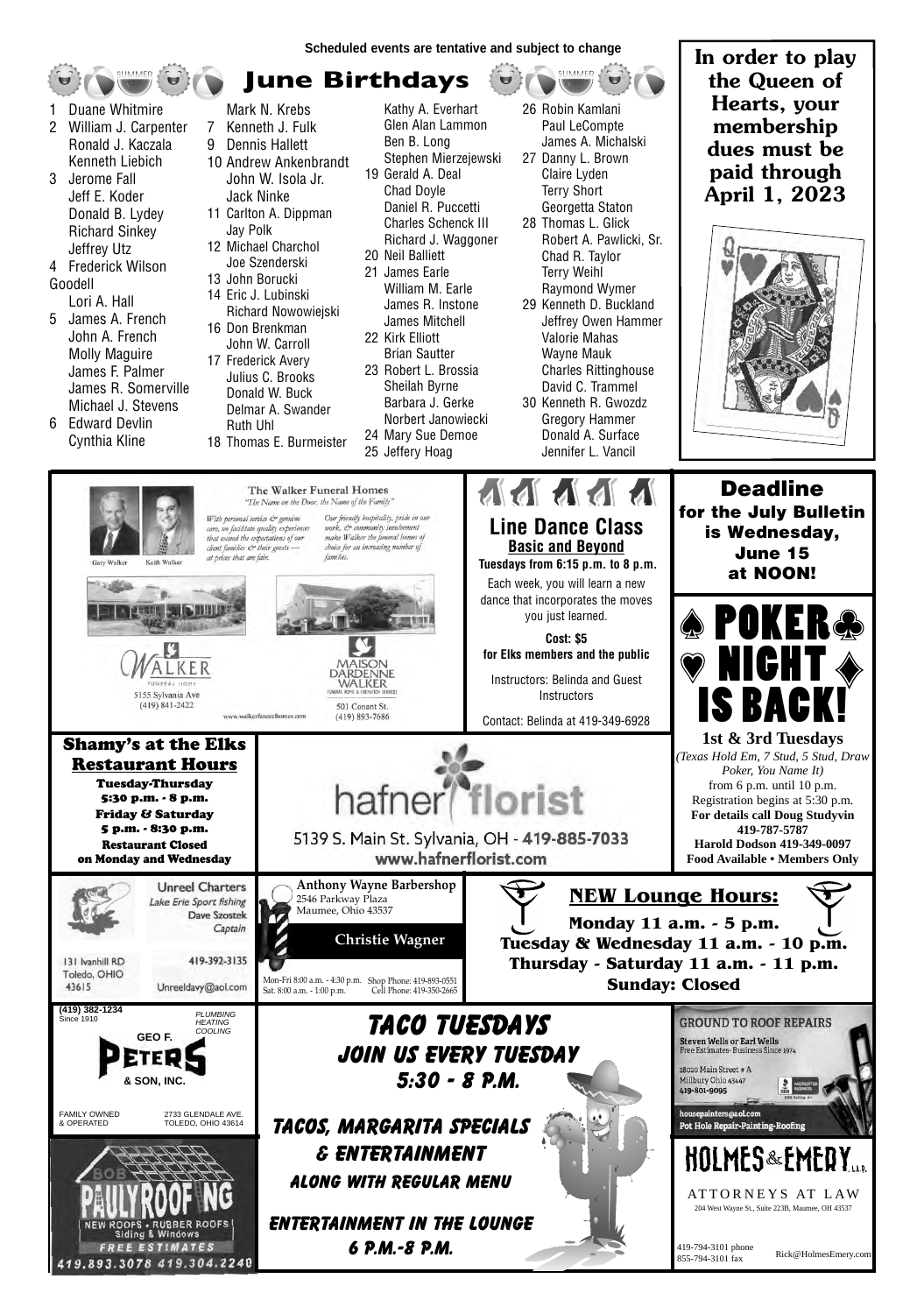Scheduled events are tentative and subject to change

# June Birthdays

1 Duane Whitmire
2 William J. Carpenter
Ronald J. Kaczala
Kenneth Liebich
3 Jerome Fall
Jeff E. Koder
Donald B. Lydey
Richard Sinkey
Jeffrey Utz
4 Frederick Wilson Goodell
Lori A. Hall
5 James A. French
John A. French
Molly Maguire
James F. Palmer
James R. Somerville
Michael J. Stevens
6 Edward Devlin
Cynthia Kline
Mark N. Krebs
7 Kenneth J. Fulk
9 Dennis Hallett
10 Andrew Ankenbrandt
John W. Isola Jr.
Jack Ninke
11 Carlton A. Dippman
Jay Polk
12 Michael Charchol
Joe Szenderski
13 John Borucki
14 Eric J. Lubinski
Richard Nowowiejski
16 Don Brenkman
John W. Carroll
17 Frederick Avery
Julius C. Brooks
Donald W. Buck
Delmar A. Swander
Ruth Uhl
18 Thomas E. Burmeister
Kathy A. Everhart
Glen Alan Lammon
Ben B. Long
Stephen Mierzejewski
19 Gerald A. Deal
Chad Doyle
Daniel R. Puccetti
Charles Schenck III
Richard J. Waggoner
20 Neil Balliett
21 James Earle
William M. Earle
James R. Instone
James Mitchell
22 Kirk Elliott
Brian Sautter
23 Robert L. Brossia
Sheilah Byrne
Barbara J. Gerke
Norbert Janowiecki
24 Mary Sue Demoe
25 Jeffery Hoag
26 Robin Kamlani
Paul LeCompte
James A. Michalski
27 Danny L. Brown
Claire Lyden
Terry Short
Georgetta Staton
28 Thomas L. Glick
Robert A. Pawlicki, Sr.
Chad R. Taylor
Terry Weihl
Raymond Wymer
29 Kenneth D. Buckland
Jeffrey Owen Hammer
Valorie Mahas
Wayne Mauk
Charles Rittinghouse
David C. Trammel
30 Kenneth R. Gwozdz
Gregory Hammer
Donald A. Surface
Jennifer L. Vancil

**In order to play the Queen of Hearts, your membership dues must be paid through April 1, 2023**

The Walker Funeral Homes
*"The Name on the Door, the Name of the Family"*

Gary Walker · Keith Walker

*With personal service & genuine care, we facilitate quality experiences that exceed the expectations of our client families & their guests — at prices that are fair.*

*Our friendly hospitality, pride in our work, & community involvement make Walker the funeral homes of choice for an increasing number of families.*

Walker Funeral Home
5155 Sylvania Ave
(419) 841-2422

Maison Dardenne Walker Funeral Home & Cremation Services
501 Conant St.
(419) 893-7686

www.walkerfuneralhomes.com

## Line Dance Class
**Basic and Beyond**

**Tuesdays from 6:15 p.m. to 8 p.m.**

Each week, you will learn a new dance that incorporates the moves you just learned.

**Cost: $5 for Elks members and the public**

Instructors: Belinda and Guest Instructors

Contact: Belinda at 419-349-6928

## Deadline
**for the July Bulletin is Wednesday, June 15 at NOON!**

## ♠ POKER ♣ ♥ NIGHT ♦ IS BACK!

**1st & 3rd Tuesdays**
*(Texas Hold Em, 7 Stud, 5 Stud, Draw Poker, You Name It)*
from 6 p.m. until 10 p.m.
Registration begins at 5:30 p.m.
**For details call Doug Studyvin 419-787-5787**
**Harold Dodson 419-349-0097**
**Food Available • Members Only**

## Shamy's at the Elks Restaurant Hours

**Tuesday-Thursday**
**5:30 p.m. - 8 p.m.**
**Friday & Saturday**
**5 p.m. - 8:30 p.m.**
**Restaurant Closed on Monday and Wednesday**

hafner florist
5139 S. Main St. Sylvania, OH - **419-885-7033**
www.hafnerflorist.com

Unreel Charters
*Lake Erie Sport fishing*
Dave Szostek
*Captain*
131 Ivanhill RD
Toledo, OHIO 43615
419-392-3135
Unreeldavy@aol.com

**Anthony Wayne Barbershop**
2546 Parkway Plaza
Maumee, Ohio 43537
**Christie Wagner**
Mon-Fri 8:00 a.m. - 4:30 p.m.
Sat. 8:00 a.m. - 1:00 p.m.
Shop Phone: 419-893-0551
Cell Phone: 419-350-2665

## NEW Lounge Hours:

**Monday 11 a.m. - 5 p.m.**
**Tuesday & Wednesday 11 a.m. - 10 p.m.**
**Thursday - Saturday 11 a.m. - 11 p.m.**
**Sunday: Closed**

(419) 382-1234
Since 1910
PLUMBING HEATING COOLING
**GEO F. PETERS & SON, INC.**
FAMILY OWNED & OPERATED
2733 GLENDALE AVE. TOLEDO, OHIO 43614

## TACO TUESDAYS
**JOIN US EVERY TUESDAY 5:30 - 8 P.M.**

**TACOS, MARGARITA SPECIALS & ENTERTAINMENT**
**ALONG WITH REGULAR MENU**

**ENTERTAINMENT IN THE LOUNGE 6 P.M.-8 P.M.**

GROUND TO ROOF REPAIRS
Steven Wells or Earl Wells
Free Estimates- Business Since 1974
28020 Main Street # A
Millbury Ohio 43447
419-801-9095
housepainters@aol.com
Pot Hole Repair-Painting-Roofing

BOB PAULY ROOFING
NEW ROOFS • RUBBER ROOFS
Siding & Windows
FREE ESTIMATES
419.893.3078 419.304.2240

HOLMES & EMERY, L.L.P.
ATTORNEYS AT LAW
204 West Wayne St., Suite 223B, Maumee, OH 43537
419-794-3101 phone
855-794-3101 fax
Rick@HolmesEmery.com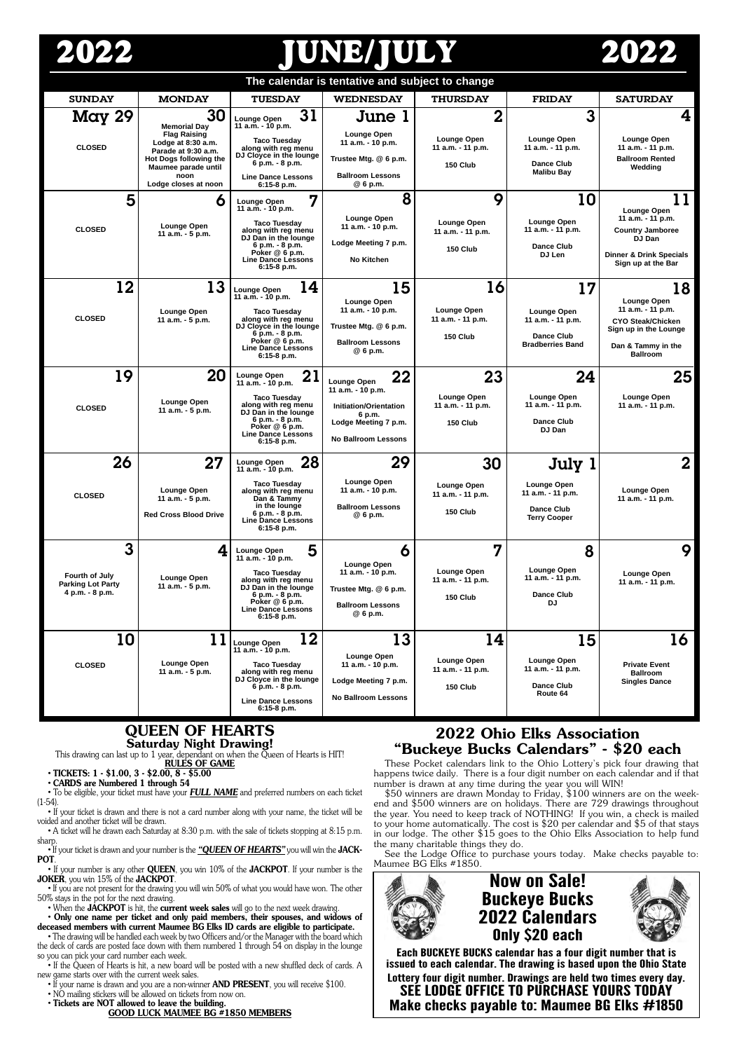# 2022 JUNE/JULY 2022

**The calendar is tentative and subject to change**

| SUNDAY | MONDAY | TUESDAY | WEDNESDAY | THURSDAY | FRIDAY | SATURDAY |
|---|---|---|---|---|---|---|
| **May 29**<br>CLOSED | **30**<br>Memorial Day<br>Flag Raising<br>Lodge at 8:30 a.m.<br>Parade at 9:30 a.m.<br>Hot Dogs following the Maumee parade until noon<br>Lodge closes at noon | **31**<br>Lounge Open<br>11 a.m. - 10 p.m.<br>Taco Tuesday along with reg menu<br>DJ Cloyce in the lounge<br>6 p.m. - 8 p.m.<br>Line Dance Lessons<br>6:15-8 p.m. | **June 1**<br>Lounge Open<br>11 a.m. - 10 p.m.<br>Trustee Mtg. @ 6 p.m.<br>Ballroom Lessons<br>@ 6 p.m. | **2**<br>Lounge Open<br>11 a.m. - 11 p.m.<br>150 Club | **3**<br>Lounge Open<br>11 a.m. - 11 p.m.<br>Dance Club<br>Malibu Bay | **4**<br>Lounge Open<br>11 a.m. - 11 p.m.<br>Ballroom Rented<br>Wedding |
| **5**<br>CLOSED | **6**<br>Lounge Open<br>11 a.m. - 5 p.m. | **7**<br>Lounge Open<br>11 a.m. - 10 p.m.<br>Taco Tuesday along with reg menu<br>DJ Dan in the lounge<br>6 p.m. - 8 p.m.<br>Poker @ 6 p.m.<br>Line Dance Lessons<br>6:15-8 p.m. | **8**<br>Lounge Open<br>11 a.m. - 10 p.m.<br>Lodge Meeting 7 p.m.<br>No Kitchen | **9**<br>Lounge Open<br>11 a.m. - 11 p.m.<br>150 Club | **10**<br>Lounge Open<br>11 a.m. - 11 p.m.<br>Dance Club<br>DJ Len | **11**<br>Lounge Open<br>11 a.m. - 11 p.m.<br>Country Jamboree<br>DJ Dan<br>Dinner & Drink Specials<br>Sign up at the Bar |
| **12**<br>CLOSED | **13**<br>Lounge Open<br>11 a.m. - 5 p.m. | **14**<br>Lounge Open<br>11 a.m. - 10 p.m.<br>Taco Tuesday along with reg menu<br>DJ Cloyce in the lounge<br>6 p.m. - 8 p.m.<br>Poker @ 6 p.m.<br>Line Dance Lessons<br>6:15-8 p.m. | **15**<br>Lounge Open<br>11 a.m. - 10 p.m.<br>Trustee Mtg. @ 6 p.m.<br>Ballroom Lessons<br>@ 6 p.m. | **16**<br>Lounge Open<br>11 a.m. - 11 p.m.<br>150 Club | **17**<br>Lounge Open<br>11 a.m. - 11 p.m.<br>Dance Club<br>Bradberries Band | **18**<br>Lounge Open<br>11 a.m. - 11 p.m.<br>CYO Steak/Chicken<br>Sign up in the Lounge<br>Dan & Tammy in the Ballroom |
| **19**<br>CLOSED | **20**<br>Lounge Open<br>11 a.m. - 5 p.m. | **21**<br>Lounge Open<br>11 a.m. - 10 p.m.<br>Taco Tuesday along with reg menu<br>DJ Dan in the lounge<br>6 p.m. - 8 p.m.<br>Poker @ 6 p.m.<br>Line Dance Lessons<br>6:15-8 p.m. | **22**<br>Lounge Open<br>11 a.m. - 10 p.m.<br>Initiation/Orientation<br>6 p.m.<br>Lodge Meeting 7 p.m.<br>No Ballroom Lessons | **23**<br>Lounge Open<br>11 a.m. - 11 p.m.<br>150 Club | **24**<br>Lounge Open<br>11 a.m. - 11 p.m.<br>Dance Club<br>DJ Dan | **25**<br>Lounge Open<br>11 a.m. - 11 p.m. |
| **26**<br>CLOSED | **27**<br>Lounge Open<br>11 a.m. - 5 p.m.<br>Red Cross Blood Drive | **28**<br>Lounge Open<br>11 a.m. - 10 p.m.<br>Taco Tuesday along with reg menu<br>Dan & Tammy in the lounge<br>6 p.m. - 8 p.m.<br>Line Dance Lessons<br>6:15-8 p.m. | **29**<br>Lounge Open<br>11 a.m. - 10 p.m.<br>Ballroom Lessons<br>@ 6 p.m. | **30**<br>Lounge Open<br>11 a.m. - 11 p.m.<br>150 Club | **July 1**<br>Lounge Open<br>11 a.m. - 11 p.m.<br>Dance Club<br>Terry Cooper | **2**<br>Lounge Open<br>11 a.m. - 11 p.m. |
| **3**<br>Fourth of July<br>Parking Lot Party<br>4 p.m. - 8 p.m. | **4**<br>Lounge Open<br>11 a.m. - 5 p.m. | **5**<br>Lounge Open<br>11 a.m. - 10 p.m.<br>Taco Tuesday along with reg menu<br>DJ Dan in the lounge<br>6 p.m. - 8 p.m.<br>Poker @ 6 p.m.<br>Line Dance Lessons<br>6:15-8 p.m. | **6**<br>Lounge Open<br>11 a.m. - 10 p.m.<br>Trustee Mtg. @ 6 p.m.<br>Ballroom Lessons<br>@ 6 p.m. | **7**<br>Lounge Open<br>11 a.m. - 11 p.m.<br>150 Club | **8**<br>Lounge Open<br>11 a.m. - 11 p.m.<br>Dance Club<br>DJ | **9**<br>Lounge Open<br>11 a.m. - 11 p.m. |
| **10**<br>CLOSED | **11**<br>Lounge Open<br>11 a.m. - 5 p.m. | **12**<br>Lounge Open<br>11 a.m. - 10 p.m.<br>Taco Tuesday along with reg menu<br>DJ Cloyce in the lounge<br>6 p.m. - 8 p.m.<br>Line Dance Lessons<br>6:15-8 p.m. | **13**<br>Lounge Open<br>11 a.m. - 10 p.m.<br>Lodge Meeting 7 p.m.<br>No Ballroom Lessons | **14**<br>Lounge Open<br>11 a.m. - 11 p.m.<br>150 Club | **15**<br>Lounge Open<br>11 a.m. - 11 p.m.<br>Dance Club<br>Route 64 | **16**<br>Private Event<br>Ballroom<br>Singles Dance |

## QUEEN OF HEARTS
### Saturday Night Drawing!

This drawing can last up to 1 year, dependant on when the Queen of Hearts is HIT!

**RULES OF GAME**

- **TICKETS: 1 - $1.00, 3 - $2.00, 8 - $5.00**
- **CARDS are Numbered 1 through 54**
- To be eligible, your ticket must have your ***FULL NAME*** and preferred numbers on each ticket (1-54).
- If your ticket is drawn and there is not a card number along with your name, the ticket will be voided and another ticket will be drawn.
- A ticket will be drawn each Saturday at 8:30 p.m. with the sale of tickets stopping at 8:15 p.m. sharp.
- If your ticket is drawn and your number is the ***"QUEEN OF HEARTS"*** you will win the **JACKPOT**.
- If your number is any other **QUEEN**, you win 10% of the **JACKPOT**. If your number is the **JOKER**, you win 15% of the **JACKPOT**.
- If you are not present for the drawing you will win 50% of what you would have won. The other 50% stays in the pot for the next drawing.
- When the **JACKPOT** is hit, the **current week sales** will go to the next week drawing.
- **Only one name per ticket and only paid members, their spouses, and widows of deceased members with current Maumee BG Elks ID cards are eligible to participate.**
- The drawing will be handled each week by two Officers and/or the Manager with the board which the deck of cards are posted face down with them numbered 1 through 54 on display in the lounge so you can pick your card number each week.
- If the Queen of Hearts is hit, a new board will be posted with a new shuffled deck of cards. A new game starts over with the current week sales.
- If your name is drawn and you are a non-winner **AND PRESENT**, you will receive $100.
- NO mailing stickers will be allowed on tickets from now on.
- **Tickets are NOT allowed to leave the building.**

**GOOD LUCK MAUMEE BG #1850 MEMBERS**

## 2022 Ohio Elks Association "Buckeye Bucks Calendars" - $20 each

These Pocket calendars link to the Ohio Lottery's pick four drawing that happens twice daily. There is a four digit number on each calendar and if that number is drawn at any time during the year you will WIN!

$50 winners are drawn Monday to Friday, $100 winners are on the weekend and $500 winners are on holidays. There are 729 drawings throughout the year. You need to keep track of NOTHING! If you win, a check is mailed to your home automatically. The cost is $20 per calendar and $5 of that stays in our lodge. The other $15 goes to the Ohio Elks Association to help fund the many charitable things they do.

See the Lodge Office to purchase yours today. Make checks payable to: Maumee BG Elks #1850.

**Now on Sale!**
**Buckeye Bucks**
**2022 Calendars**
**Only $20 each**

**Each BUCKEYE BUCKS calendar has a four digit number that is issued to each calendar. The drawing is based upon the Ohio State Lottery four digit number. Drawings are held two times every day.**

**SEE LODGE OFFICE TO PURCHASE YOURS TODAY**
**Make checks payable to: Maumee BG Elks #1850**